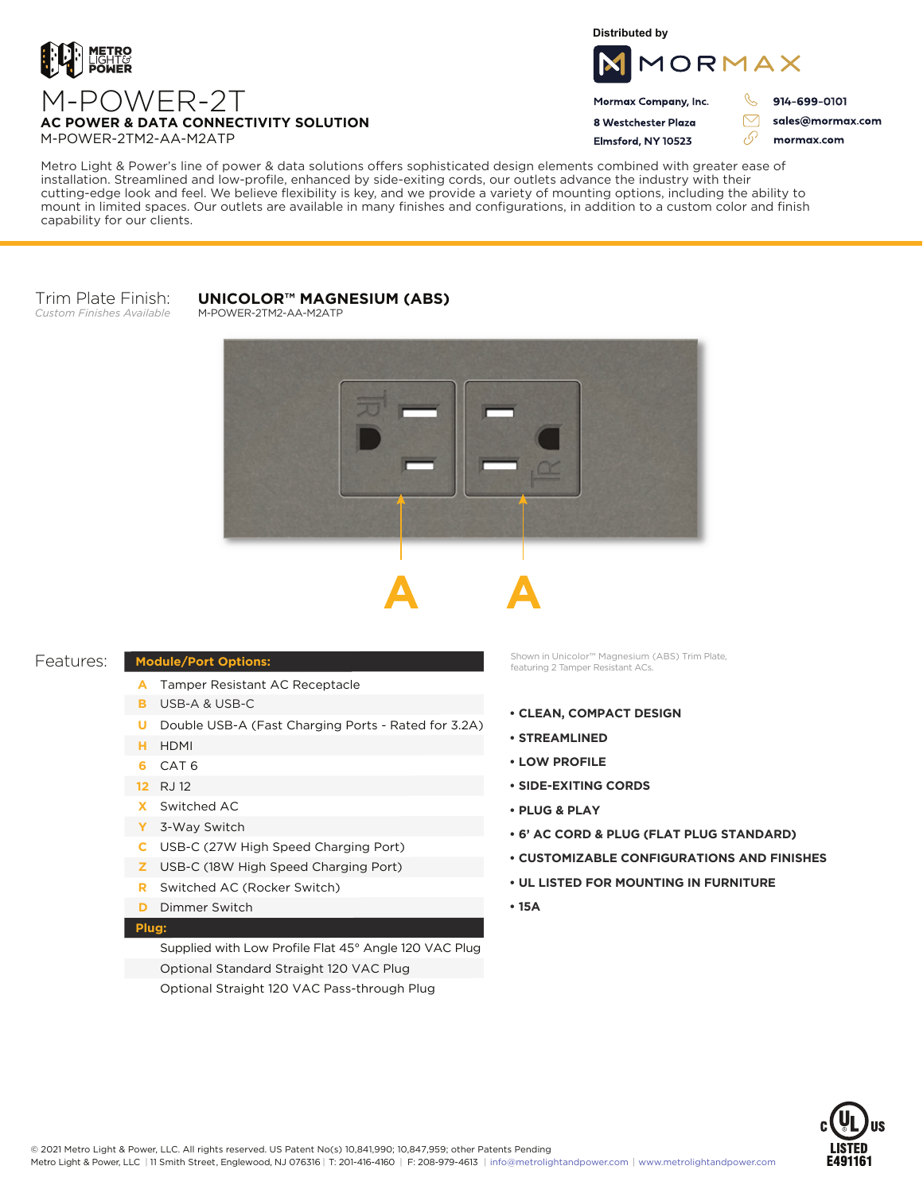METRO LIGHT & POWER

# M-POWER-2T

**AC POWER & DATA CONNECTIVITY SOLUTION**

M-POWER-2TM2-AA-M2ATP

Distributed by

MORMAX

**Mormax Company, Inc.**
**8 Westchester Plaza**
**Elmsford, NY 10523**

**914-699-0101**
**sales@mormax.com**
**mormax.com**

Metro Light & Power's line of power & data solutions offers sophisticated design elements combined with greater ease of installation. Streamlined and low-profile, enhanced by side-exiting cords, our outlets advance the industry with their cutting-edge look and feel. We believe flexibility is key, and we provide a variety of mounting options, including the ability to mount in limited spaces. Our outlets are available in many finishes and configurations, in addition to a custom color and finish capability for our clients.

Trim Plate Finish:
*Custom Finishes Available*

**UNICOLOR™ MAGNESIUM (ABS)**
M-POWER-2TM2-AA-M2ATP

A A

Shown in Unicolor™ Magnesium (ABS) Trim Plate, featuring 2 Tamper Resistant ACs.

## Features:

| **Module/Port Options:** | |
|---|---|
| A | Tamper Resistant AC Receptacle |
| B | USB-A & USB-C |
| U | Double USB-A (Fast Charging Ports - Rated for 3.2A) |
| H | HDMI |
| 6 | CAT 6 |
| 12 | RJ 12 |
| X | Switched AC |
| Y | 3-Way Switch |
| C | USB-C (27W High Speed Charging Port) |
| Z | USB-C (18W High Speed Charging Port) |
| R | Switched AC (Rocker Switch) |
| D | Dimmer Switch |
| **Plug:** | |
| | Supplied with Low Profile Flat 45° Angle 120 VAC Plug |
| | Optional Standard Straight 120 VAC Plug |
| | Optional Straight 120 VAC Pass-through Plug |

- **CLEAN, COMPACT DESIGN**
- **STREAMLINED**
- **LOW PROFILE**
- **SIDE-EXITING CORDS**
- **PLUG & PLAY**
- **6' AC CORD & PLUG (FLAT PLUG STANDARD)**
- **CUSTOMIZABLE CONFIGURATIONS AND FINISHES**
- **UL LISTED FOR MOUNTING IN FURNITURE**
- **15A**

© 2021 Metro Light & Power, LLC. All rights reserved. US Patent No(s) 10,841,990; 10,847,959; other Patents Pending
Metro Light & Power, LLC | 11 Smith Street, Englewood, NJ 076316 | T: 201-416-4160 | F: 208-979-4613 | info@metrolightandpower.com | www.metrolightandpower.com

c UL US LISTED E491161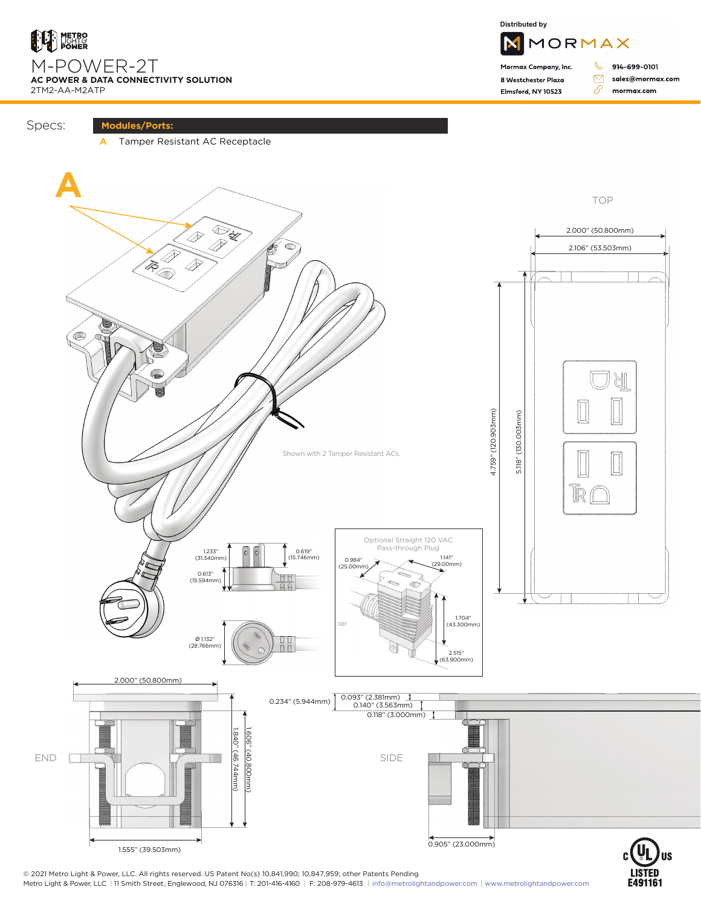# M-POWER-2T

**AC POWER & DATA CONNECTIVITY SOLUTION**

2TM2-AA-M2ATP

Distributed by MORMAX

Mormax Company, Inc.
8 Westchester Plaza
Elmsford, NY 10523

914-699-0101
sales@mormax.com
mormax.com

Specs:

**Modules/Ports:**

A Tamper Resistant AC Receptacle

A

Shown with 2 Tamper Resistant ACs.

TOP

2.000" (50.800mm)

2.106" (53.503mm)

4.759" (120.903mm)

5.118" (130.003mm)

1.233" (31.340mm)

0.619" (15.746mm)

0.613" (15.594mm)

Ø 1.132" (28.766mm)

Optional Straight 120 VAC Pass-through Plug

0.984" (25.00mm)

1.141" (29.00mm)

1.704" (43.300mm)

2.515" (63.900mm)

END

2.000" (50.800mm)

1.840" (46.744mm)

1.606" (40.800mm)

1.555" (39.503mm)

SIDE

0.234" (5.944mm)

0.093" (2.381mm)

0.140" (3.563mm)

0.118" (3.000mm)

0.905" (23.000mm)

c UL US LISTED E491161

© 2021 Metro Light & Power, LLC. All rights reserved. US Patent No(s) 10,841,990; 10,847,959; other Patents Pending

Metro Light & Power, LLC | 11 Smith Street, Englewood, NJ 076316 | T: 201-416-4160 | F: 208-979-4613 | info@metrolightandpower.com | www.metrolightandpower.com